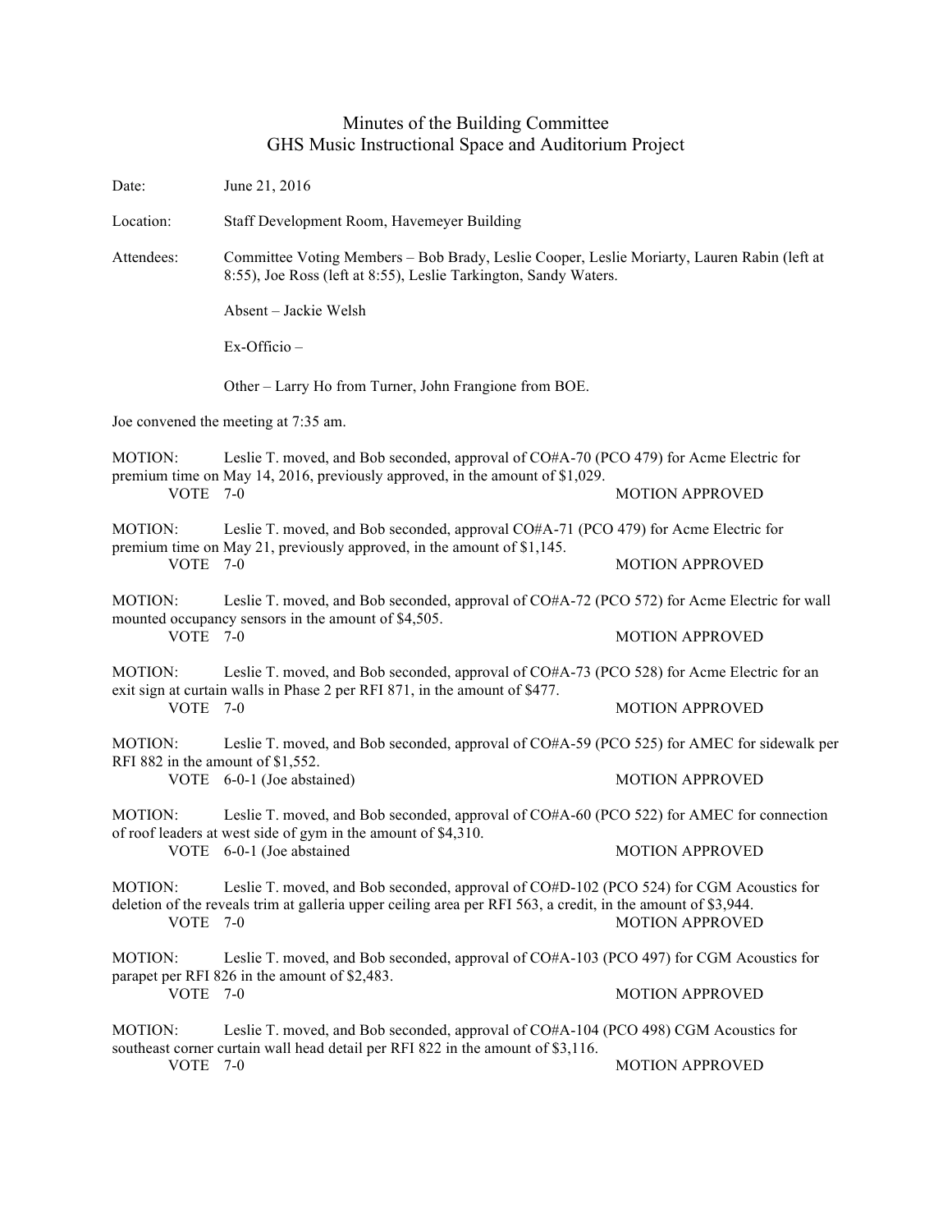# Minutes of the Building Committee
## GHS Music Instructional Space and Auditorium Project

Date: June 21, 2016

Location: Staff Development Room, Havemeyer Building

Attendees: Committee Voting Members – Bob Brady, Leslie Cooper, Leslie Moriarty, Lauren Rabin (left at 8:55), Joe Ross (left at 8:55), Leslie Tarkington, Sandy Waters.

Absent – Jackie Welsh

Ex-Officio –

Other – Larry Ho from Turner, John Frangione from BOE.

Joe convened the meeting at 7:35 am.

MOTION: Leslie T. moved, and Bob seconded, approval of CO#A-70 (PCO 479) for Acme Electric for premium time on May 14, 2016, previously approved, in the amount of $1,029.
VOTE 7-0 MOTION APPROVED

MOTION: Leslie T. moved, and Bob seconded, approval CO#A-71 (PCO 479) for Acme Electric for premium time on May 21, previously approved, in the amount of $1,145.
VOTE 7-0 MOTION APPROVED

MOTION: Leslie T. moved, and Bob seconded, approval of CO#A-72 (PCO 572) for Acme Electric for wall mounted occupancy sensors in the amount of $4,505.
VOTE 7-0 MOTION APPROVED

MOTION: Leslie T. moved, and Bob seconded, approval of CO#A-73 (PCO 528) for Acme Electric for an exit sign at curtain walls in Phase 2 per RFI 871, in the amount of $477.
VOTE 7-0 MOTION APPROVED

MOTION: Leslie T. moved, and Bob seconded, approval of CO#A-59 (PCO 525) for AMEC for sidewalk per RFI 882 in the amount of $1,552.
VOTE 6-0-1 (Joe abstained) MOTION APPROVED

MOTION: Leslie T. moved, and Bob seconded, approval of CO#A-60 (PCO 522) for AMEC for connection of roof leaders at west side of gym in the amount of $4,310.
VOTE 6-0-1 (Joe abstained MOTION APPROVED

MOTION: Leslie T. moved, and Bob seconded, approval of CO#D-102 (PCO 524) for CGM Acoustics for deletion of the reveals trim at galleria upper ceiling area per RFI 563, a credit, in the amount of $3,944.
VOTE 7-0 MOTION APPROVED

MOTION: Leslie T. moved, and Bob seconded, approval of CO#A-103 (PCO 497) for CGM Acoustics for parapet per RFI 826 in the amount of $2,483.
VOTE 7-0 MOTION APPROVED

MOTION: Leslie T. moved, and Bob seconded, approval of CO#A-104 (PCO 498) CGM Acoustics for southeast corner curtain wall head detail per RFI 822 in the amount of $3,116.
VOTE 7-0 MOTION APPROVED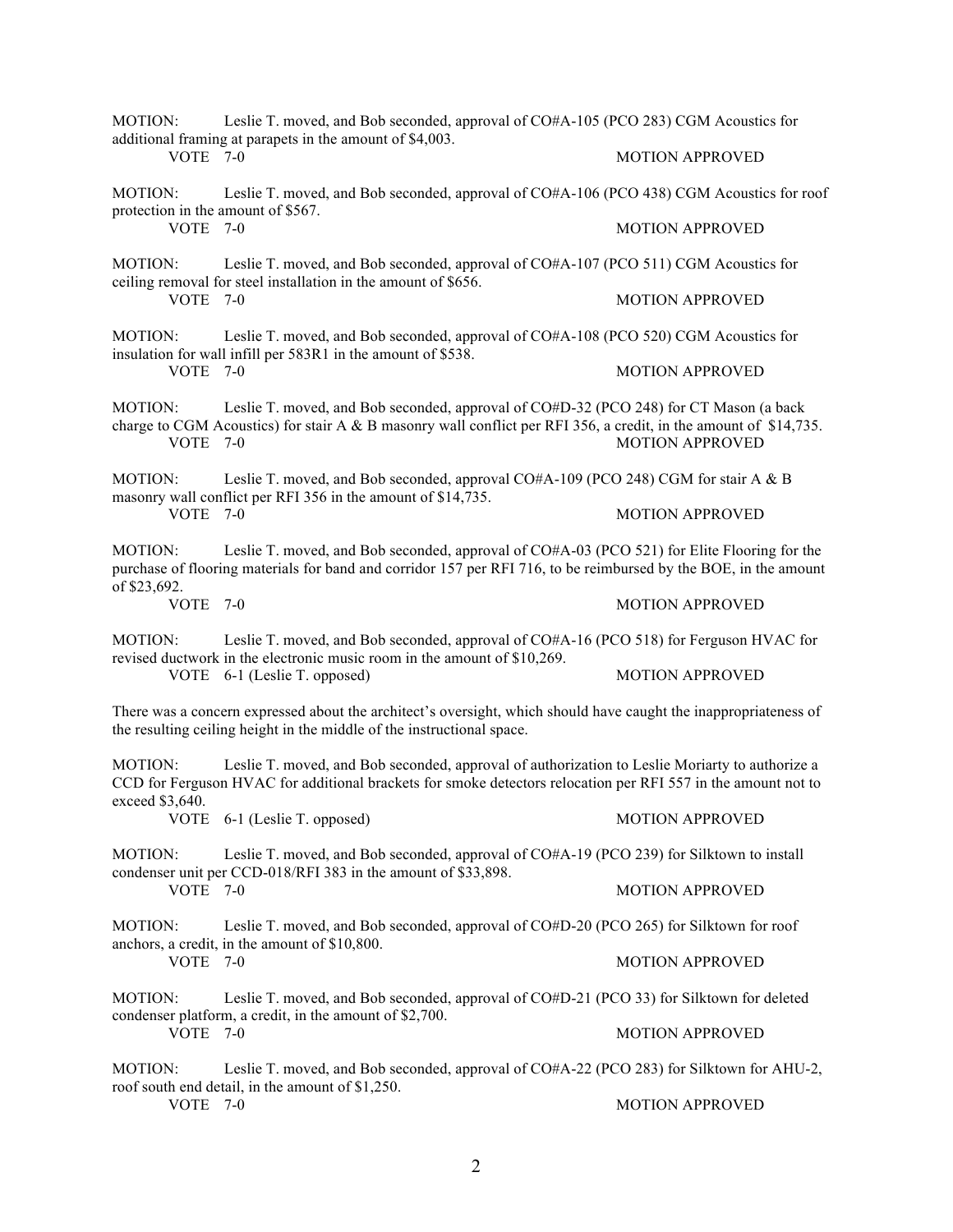MOTION: Leslie T. moved, and Bob seconded, approval of CO#A-105 (PCO 283) CGM Acoustics for additional framing at parapets in the amount of $4,003.
VOTE 7-0 MOTION APPROVED

MOTION: Leslie T. moved, and Bob seconded, approval of CO#A-106 (PCO 438) CGM Acoustics for roof protection in the amount of $567.
VOTE 7-0 MOTION APPROVED

MOTION: Leslie T. moved, and Bob seconded, approval of CO#A-107 (PCO 511) CGM Acoustics for ceiling removal for steel installation in the amount of $656.
VOTE 7-0 MOTION APPROVED

MOTION: Leslie T. moved, and Bob seconded, approval of CO#A-108 (PCO 520) CGM Acoustics for insulation for wall infill per 583R1 in the amount of $538.
VOTE 7-0 MOTION APPROVED

MOTION: Leslie T. moved, and Bob seconded, approval of CO#D-32 (PCO 248) for CT Mason (a back charge to CGM Acoustics) for stair A & B masonry wall conflict per RFI 356, a credit, in the amount of $14,735.
VOTE 7-0 MOTION APPROVED

MOTION: Leslie T. moved, and Bob seconded, approval CO#A-109 (PCO 248) CGM for stair A & B masonry wall conflict per RFI 356 in the amount of $14,735.
VOTE 7-0 MOTION APPROVED

MOTION: Leslie T. moved, and Bob seconded, approval of CO#A-03 (PCO 521) for Elite Flooring for the purchase of flooring materials for band and corridor 157 per RFI 716, to be reimbursed by the BOE, in the amount of $23,692.
VOTE 7-0 MOTION APPROVED

MOTION: Leslie T. moved, and Bob seconded, approval of CO#A-16 (PCO 518) for Ferguson HVAC for revised ductwork in the electronic music room in the amount of $10,269.
VOTE 6-1 (Leslie T. opposed) MOTION APPROVED

There was a concern expressed about the architect's oversight, which should have caught the inappropriateness of the resulting ceiling height in the middle of the instructional space.

MOTION: Leslie T. moved, and Bob seconded, approval of authorization to Leslie Moriarty to authorize a CCD for Ferguson HVAC for additional brackets for smoke detectors relocation per RFI 557 in the amount not to exceed $3,640.
VOTE 6-1 (Leslie T. opposed) MOTION APPROVED

MOTION: Leslie T. moved, and Bob seconded, approval of CO#A-19 (PCO 239) for Silktown to install condenser unit per CCD-018/RFI 383 in the amount of $33,898.
VOTE 7-0 MOTION APPROVED

MOTION: Leslie T. moved, and Bob seconded, approval of CO#D-20 (PCO 265) for Silktown for roof anchors, a credit, in the amount of $10,800.
VOTE 7-0 MOTION APPROVED

MOTION: Leslie T. moved, and Bob seconded, approval of CO#D-21 (PCO 33) for Silktown for deleted condenser platform, a credit, in the amount of $2,700.
VOTE 7-0 MOTION APPROVED

MOTION: Leslie T. moved, and Bob seconded, approval of CO#A-22 (PCO 283) for Silktown for AHU-2, roof south end detail, in the amount of $1,250.
VOTE 7-0 MOTION APPROVED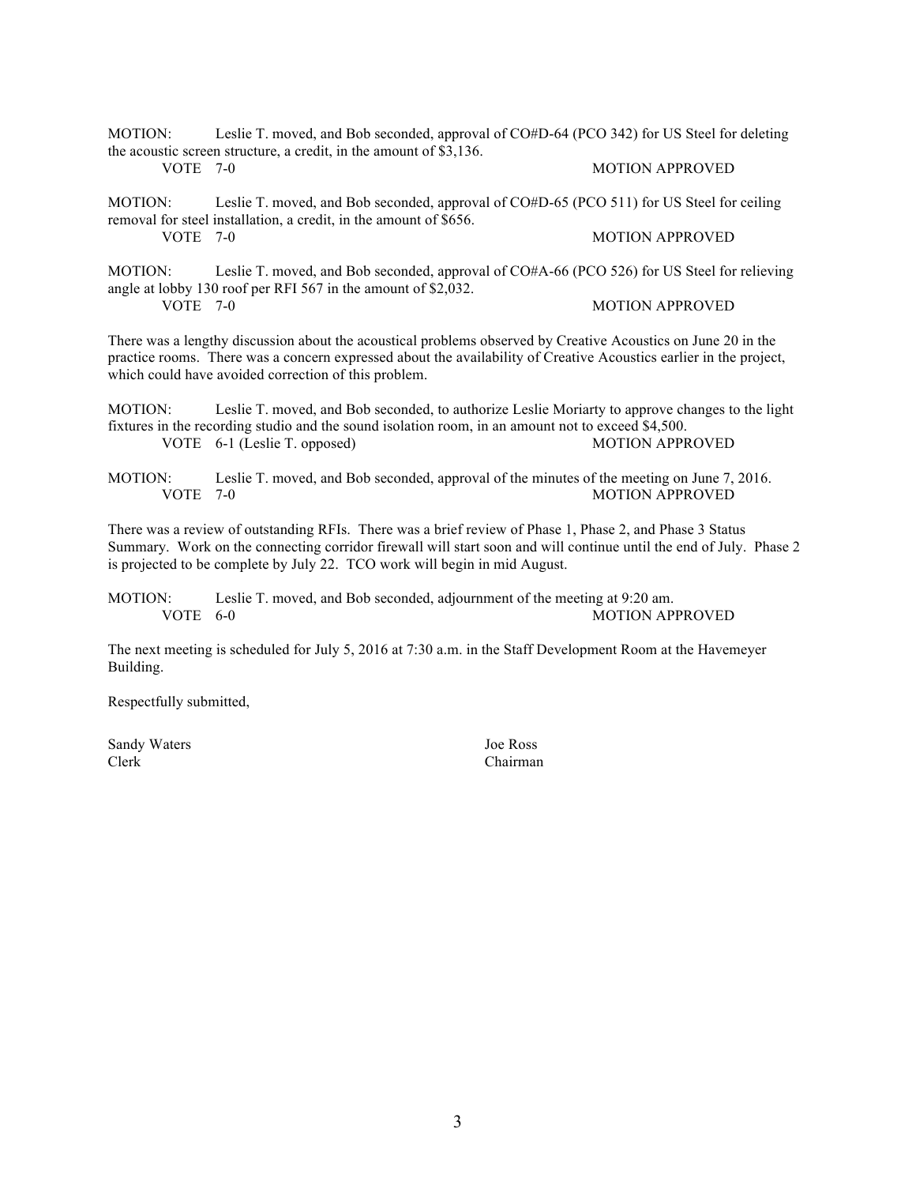MOTION: Leslie T. moved, and Bob seconded, approval of CO#D-64 (PCO 342) for US Steel for deleting the acoustic screen structure, a credit, in the amount of $3,136.

VOTE 7-0 MOTION APPROVED

MOTION: Leslie T. moved, and Bob seconded, approval of CO#D-65 (PCO 511) for US Steel for ceiling removal for steel installation, a credit, in the amount of $656.

VOTE 7-0 MOTION APPROVED

MOTION: Leslie T. moved, and Bob seconded, approval of CO#A-66 (PCO 526) for US Steel for relieving angle at lobby 130 roof per RFI 567 in the amount of $2,032.

VOTE 7-0 MOTION APPROVED

There was a lengthy discussion about the acoustical problems observed by Creative Acoustics on June 20 in the practice rooms. There was a concern expressed about the availability of Creative Acoustics earlier in the project, which could have avoided correction of this problem.

MOTION: Leslie T. moved, and Bob seconded, to authorize Leslie Moriarty to approve changes to the light fixtures in the recording studio and the sound isolation room, in an amount not to exceed $4,500.

VOTE 6-1 (Leslie T. opposed) MOTION APPROVED

MOTION: Leslie T. moved, and Bob seconded, approval of the minutes of the meeting on June 7, 2016.

VOTE 7-0 MOTION APPROVED

There was a review of outstanding RFIs. There was a brief review of Phase 1, Phase 2, and Phase 3 Status Summary. Work on the connecting corridor firewall will start soon and will continue until the end of July. Phase 2 is projected to be complete by July 22. TCO work will begin in mid August.

MOTION: Leslie T. moved, and Bob seconded, adjournment of the meeting at 9:20 am.

VOTE 6-0 MOTION APPROVED

The next meeting is scheduled for July 5, 2016 at 7:30 a.m. in the Staff Development Room at the Havemeyer Building.

Respectfully submitted,

Sandy Waters
Clerk

Joe Ross
Chairman